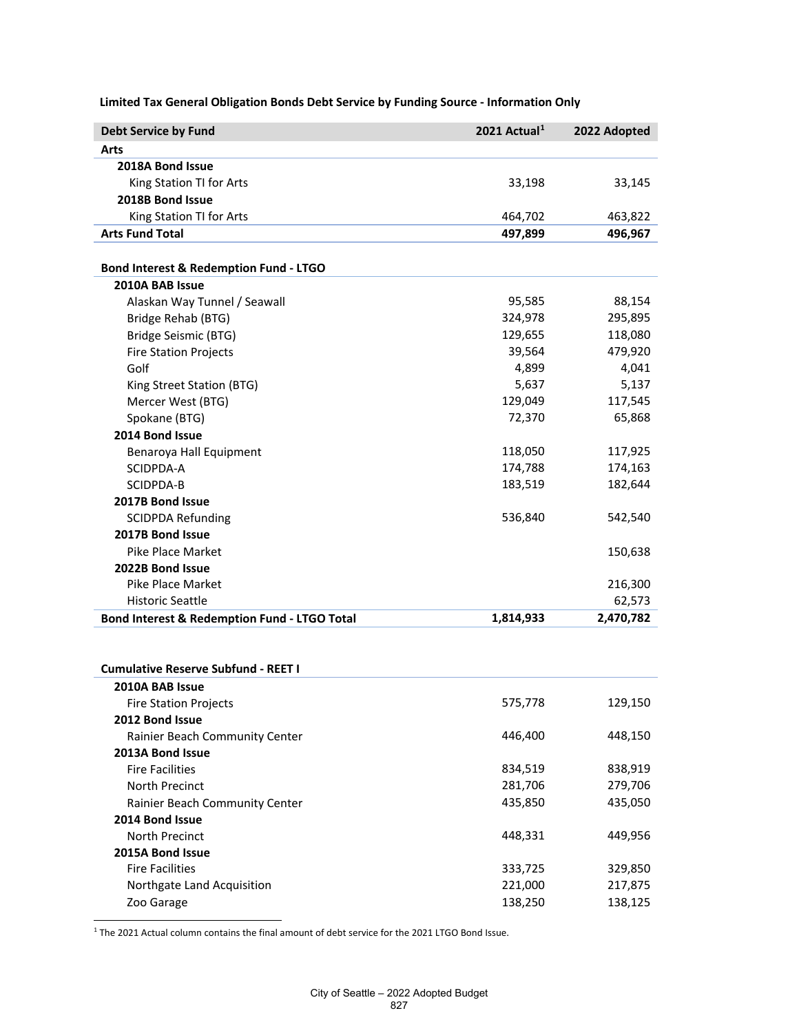**Limited Tax General Obligation Bonds Debt Service by Funding Source - Information Only**

| Debt Service by Fund | 2021 Actual[1] | 2022 Adopted |
|---|---|---|
| **Arts** | | |
| **2018A Bond Issue** | | |
| King Station TI for Arts | 33,198 | 33,145 |
| **2018B Bond Issue** | | |
| King Station TI for Arts | 464,702 | 463,822 |
| **Arts Fund Total** | **497,899** | **496,967** |
| | | |
| **Bond Interest & Redemption Fund - LTGO** | | |
| **2010A BAB Issue** | | |
| Alaskan Way Tunnel / Seawall | 95,585 | 88,154 |
| Bridge Rehab (BTG) | 324,978 | 295,895 |
| Bridge Seismic (BTG) | 129,655 | 118,080 |
| Fire Station Projects | 39,564 | 479,920 |
| Golf | 4,899 | 4,041 |
| King Street Station (BTG) | 5,637 | 5,137 |
| Mercer West (BTG) | 129,049 | 117,545 |
| Spokane (BTG) | 72,370 | 65,868 |
| **2014 Bond Issue** | | |
| Benaroya Hall Equipment | 118,050 | 117,925 |
| SCIDPDA-A | 174,788 | 174,163 |
| SCIDPDA-B | 183,519 | 182,644 |
| **2017B Bond Issue** | | |
| SCIDPDA Refunding | 536,840 | 542,540 |
| **2017B Bond Issue** | | |
| Pike Place Market | | 150,638 |
| **2022B Bond Issue** | | |
| Pike Place Market | | 216,300 |
| Historic Seattle | | 62,573 |
| **Bond Interest & Redemption Fund - LTGO Total** | **1,814,933** | **2,470,782** |
| | | |
| **Cumulative Reserve Subfund - REET I** | | |
| **2010A BAB Issue** | | |
| Fire Station Projects | 575,778 | 129,150 |
| **2012 Bond Issue** | | |
| Rainier Beach Community Center | 446,400 | 448,150 |
| **2013A Bond Issue** | | |
| Fire Facilities | 834,519 | 838,919 |
| North Precinct | 281,706 | 279,706 |
| Rainier Beach Community Center | 435,850 | 435,050 |
| **2014 Bond Issue** | | |
| North Precinct | 448,331 | 449,956 |
| **2015A Bond Issue** | | |
| Fire Facilities | 333,725 | 329,850 |
| Northgate Land Acquisition | 221,000 | 217,875 |
| Zoo Garage | 138,250 | 138,125 |

[1] The 2021 Actual column contains the final amount of debt service for the 2021 LTGO Bond Issue.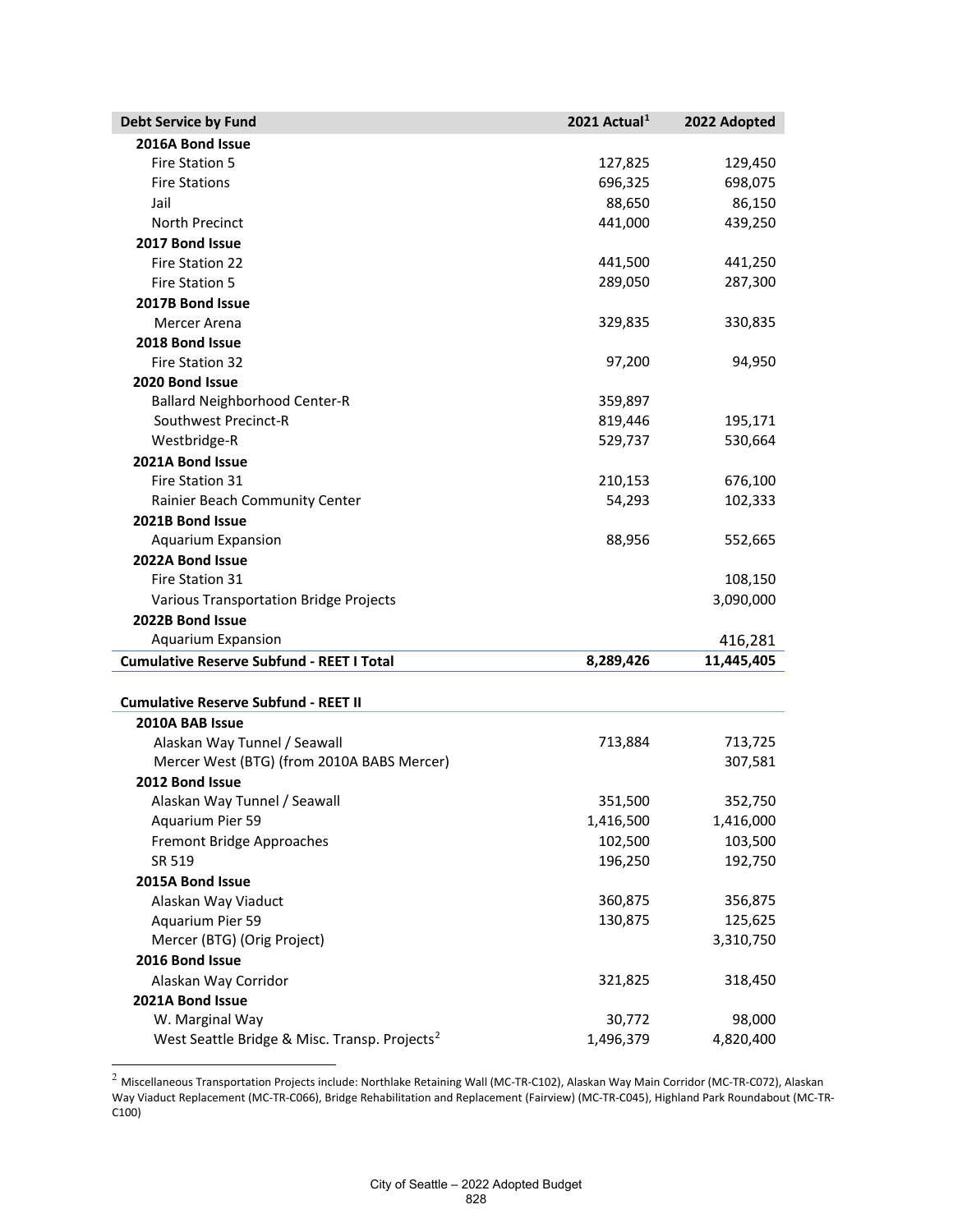| Debt Service by Fund | 2021 Actual[1] | 2022 Adopted |
|---|---|---|
| **2016A Bond Issue** | | |
| Fire Station 5 | 127,825 | 129,450 |
| Fire Stations | 696,325 | 698,075 |
| Jail | 88,650 | 86,150 |
| North Precinct | 441,000 | 439,250 |
| **2017 Bond Issue** | | |
| Fire Station 22 | 441,500 | 441,250 |
| Fire Station 5 | 289,050 | 287,300 |
| **2017B Bond Issue** | | |
| Mercer Arena | 329,835 | 330,835 |
| **2018 Bond Issue** | | |
| Fire Station 32 | 97,200 | 94,950 |
| **2020 Bond Issue** | | |
| Ballard Neighborhood Center-R | 359,897 | |
| Southwest Precinct-R | 819,446 | 195,171 |
| Westbridge-R | 529,737 | 530,664 |
| **2021A Bond Issue** | | |
| Fire Station 31 | 210,153 | 676,100 |
| Rainier Beach Community Center | 54,293 | 102,333 |
| **2021B Bond Issue** | | |
| Aquarium Expansion | 88,956 | 552,665 |
| **2022A Bond Issue** | | |
| Fire Station 31 | | 108,150 |
| Various Transportation Bridge Projects | | 3,090,000 |
| **2022B Bond Issue** | | |
| Aquarium Expansion | | 416,281 |
| **Cumulative Reserve Subfund - REET I Total** | **8,289,426** | **11,445,405** |
| | | |
| **Cumulative Reserve Subfund - REET II** | | |
| **2010A BAB Issue** | | |
| Alaskan Way Tunnel / Seawall | 713,884 | 713,725 |
| Mercer West (BTG) (from 2010A BABS Mercer) | | 307,581 |
| **2012 Bond Issue** | | |
| Alaskan Way Tunnel / Seawall | 351,500 | 352,750 |
| Aquarium Pier 59 | 1,416,500 | 1,416,000 |
| Fremont Bridge Approaches | 102,500 | 103,500 |
| SR 519 | 196,250 | 192,750 |
| **2015A Bond Issue** | | |
| Alaskan Way Viaduct | 360,875 | 356,875 |
| Aquarium Pier 59 | 130,875 | 125,625 |
| Mercer (BTG) (Orig Project) | | 3,310,750 |
| **2016 Bond Issue** | | |
| Alaskan Way Corridor | 321,825 | 318,450 |
| **2021A Bond Issue** | | |
| W. Marginal Way | 30,772 | 98,000 |
| West Seattle Bridge & Misc. Transp. Projects[2] | 1,496,379 | 4,820,400 |

[2] Miscellaneous Transportation Projects include: Northlake Retaining Wall (MC-TR-C102), Alaskan Way Main Corridor (MC-TR-C072), Alaskan Way Viaduct Replacement (MC-TR-C066), Bridge Rehabilitation and Replacement (Fairview) (MC-TR-C045), Highland Park Roundabout (MC-TR-C100)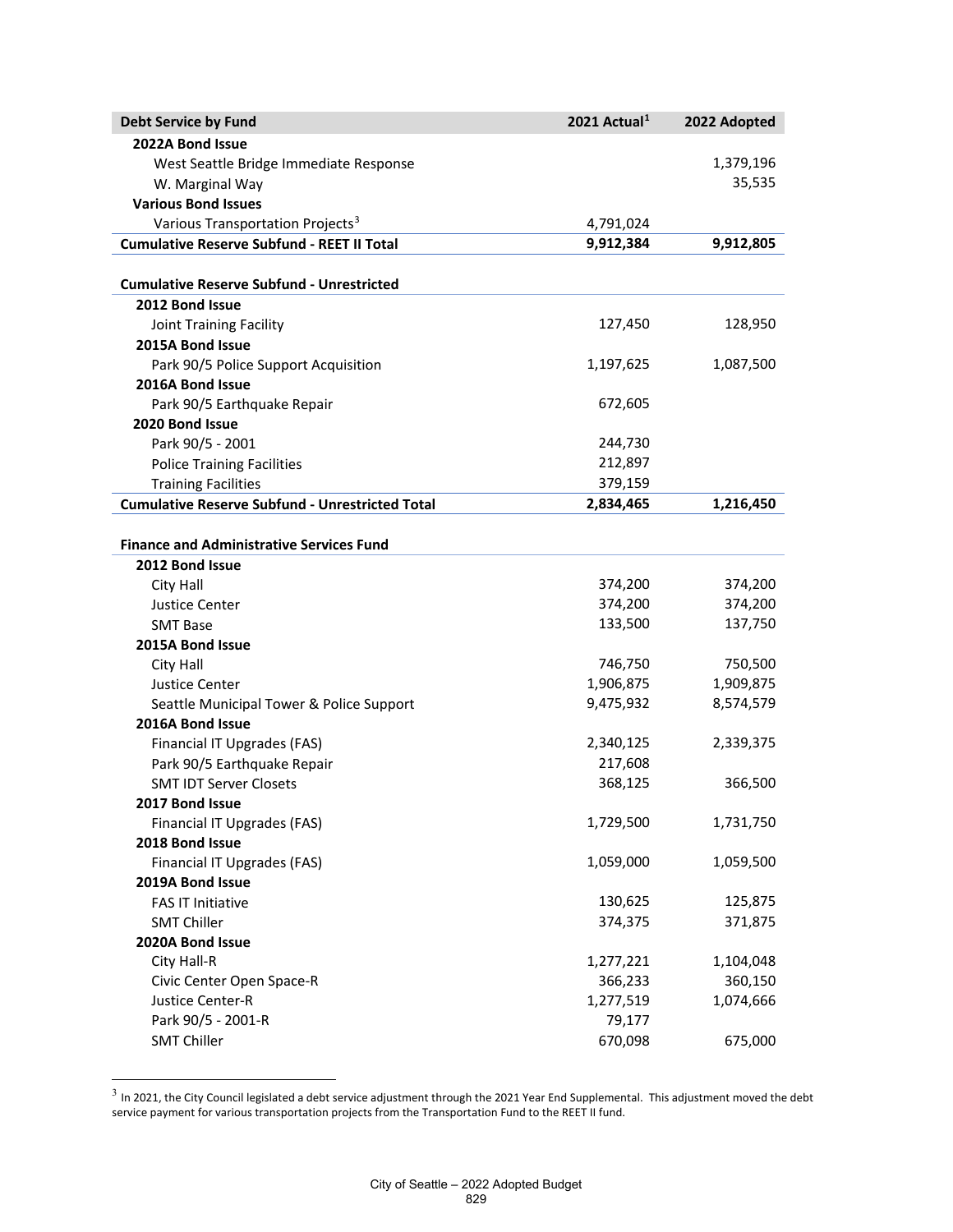| Debt Service by Fund | 2021 Actual[1] | 2022 Adopted |
|---|---|---|
| **2022A Bond Issue** | | |
| West Seattle Bridge Immediate Response | | 1,379,196 |
| W. Marginal Way | | 35,535 |
| **Various Bond Issues** | | |
| Various Transportation Projects[3] | 4,791,024 | |
| **Cumulative Reserve Subfund - REET II Total** | **9,912,384** | **9,912,805** |
| | | |
| **Cumulative Reserve Subfund - Unrestricted** | | |
| **2012 Bond Issue** | | |
| Joint Training Facility | 127,450 | 128,950 |
| **2015A Bond Issue** | | |
| Park 90/5 Police Support Acquisition | 1,197,625 | 1,087,500 |
| **2016A Bond Issue** | | |
| Park 90/5 Earthquake Repair | 672,605 | |
| **2020 Bond Issue** | | |
| Park 90/5 - 2001 | 244,730 | |
| Police Training Facilities | 212,897 | |
| Training Facilities | 379,159 | |
| **Cumulative Reserve Subfund - Unrestricted Total** | **2,834,465** | **1,216,450** |
| | | |
| **Finance and Administrative Services Fund** | | |
| **2012 Bond Issue** | | |
| City Hall | 374,200 | 374,200 |
| Justice Center | 374,200 | 374,200 |
| SMT Base | 133,500 | 137,750 |
| **2015A Bond Issue** | | |
| City Hall | 746,750 | 750,500 |
| Justice Center | 1,906,875 | 1,909,875 |
| Seattle Municipal Tower & Police Support | 9,475,932 | 8,574,579 |
| **2016A Bond Issue** | | |
| Financial IT Upgrades (FAS) | 2,340,125 | 2,339,375 |
| Park 90/5 Earthquake Repair | 217,608 | |
| SMT IDT Server Closets | 368,125 | 366,500 |
| **2017 Bond Issue** | | |
| Financial IT Upgrades (FAS) | 1,729,500 | 1,731,750 |
| **2018 Bond Issue** | | |
| Financial IT Upgrades (FAS) | 1,059,000 | 1,059,500 |
| **2019A Bond Issue** | | |
| FAS IT Initiative | 130,625 | 125,875 |
| SMT Chiller | 374,375 | 371,875 |
| **2020A Bond Issue** | | |
| City Hall-R | 1,277,221 | 1,104,048 |
| Civic Center Open Space-R | 366,233 | 360,150 |
| Justice Center-R | 1,277,519 | 1,074,666 |
| Park 90/5 - 2001-R | 79,177 | |
| SMT Chiller | 670,098 | 675,000 |

[3] In 2021, the City Council legislated a debt service adjustment through the 2021 Year End Supplemental. This adjustment moved the debt service payment for various transportation projects from the Transportation Fund to the REET II fund.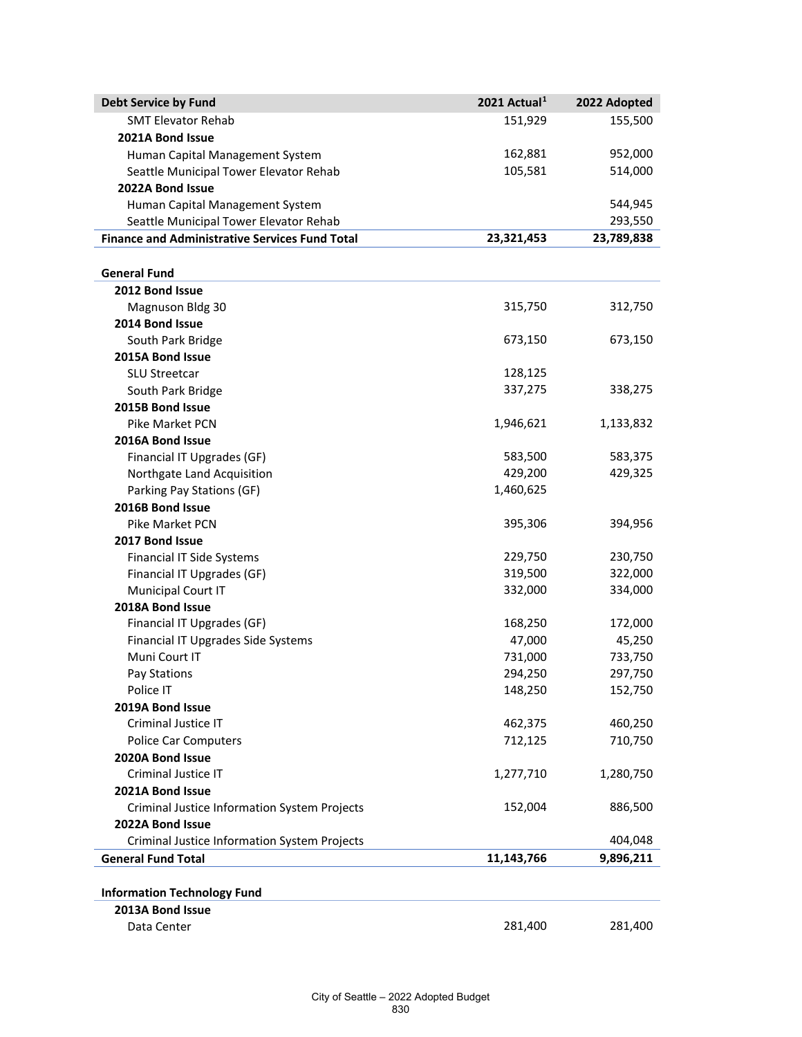| Debt Service by Fund | 2021 Actual[1] | 2022 Adopted |
|---|---|---|
| SMT Elevator Rehab | 151,929 | 155,500 |
| **2021A Bond Issue** | | |
| Human Capital Management System | 162,881 | 952,000 |
| Seattle Municipal Tower Elevator Rehab | 105,581 | 514,000 |
| **2022A Bond Issue** | | |
| Human Capital Management System | | 544,945 |
| Seattle Municipal Tower Elevator Rehab | | 293,550 |
| **Finance and Administrative Services Fund Total** | **23,321,453** | **23,789,838** |
| | | |
| **General Fund** | | |
| **2012 Bond Issue** | | |
| Magnuson Bldg 30 | 315,750 | 312,750 |
| **2014 Bond Issue** | | |
| South Park Bridge | 673,150 | 673,150 |
| **2015A Bond Issue** | | |
| SLU Streetcar | 128,125 | |
| South Park Bridge | 337,275 | 338,275 |
| **2015B Bond Issue** | | |
| Pike Market PCN | 1,946,621 | 1,133,832 |
| **2016A Bond Issue** | | |
| Financial IT Upgrades (GF) | 583,500 | 583,375 |
| Northgate Land Acquisition | 429,200 | 429,325 |
| Parking Pay Stations (GF) | 1,460,625 | |
| **2016B Bond Issue** | | |
| Pike Market PCN | 395,306 | 394,956 |
| **2017 Bond Issue** | | |
| Financial IT Side Systems | 229,750 | 230,750 |
| Financial IT Upgrades (GF) | 319,500 | 322,000 |
| Municipal Court IT | 332,000 | 334,000 |
| **2018A Bond Issue** | | |
| Financial IT Upgrades (GF) | 168,250 | 172,000 |
| Financial IT Upgrades Side Systems | 47,000 | 45,250 |
| Muni Court IT | 731,000 | 733,750 |
| Pay Stations | 294,250 | 297,750 |
| Police IT | 148,250 | 152,750 |
| **2019A Bond Issue** | | |
| Criminal Justice IT | 462,375 | 460,250 |
| Police Car Computers | 712,125 | 710,750 |
| **2020A Bond Issue** | | |
| Criminal Justice IT | 1,277,710 | 1,280,750 |
| **2021A Bond Issue** | | |
| Criminal Justice Information System Projects | 152,004 | 886,500 |
| **2022A Bond Issue** | | |
| Criminal Justice Information System Projects | | 404,048 |
| **General Fund Total** | **11,143,766** | **9,896,211** |
| | | |
| **Information Technology Fund** | | |
| **2013A Bond Issue** | | |
| Data Center | 281,400 | 281,400 |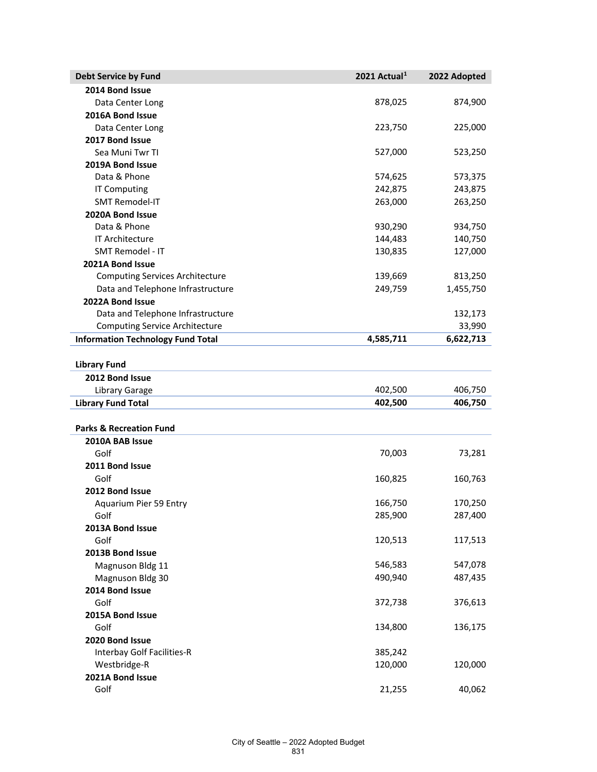| Debt Service by Fund | 2021 Actual[1] | 2022 Adopted |
|---|---|---|
| **2014 Bond Issue** | | |
| Data Center Long | 878,025 | 874,900 |
| **2016A Bond Issue** | | |
| Data Center Long | 223,750 | 225,000 |
| **2017 Bond Issue** | | |
| Sea Muni Twr TI | 527,000 | 523,250 |
| **2019A Bond Issue** | | |
| Data & Phone | 574,625 | 573,375 |
| IT Computing | 242,875 | 243,875 |
| SMT Remodel-IT | 263,000 | 263,250 |
| **2020A Bond Issue** | | |
| Data & Phone | 930,290 | 934,750 |
| IT Architecture | 144,483 | 140,750 |
| SMT Remodel - IT | 130,835 | 127,000 |
| **2021A Bond Issue** | | |
| Computing Services Architecture | 139,669 | 813,250 |
| Data and Telephone Infrastructure | 249,759 | 1,455,750 |
| **2022A Bond Issue** | | |
| Data and Telephone Infrastructure | | 132,173 |
| Computing Service Architecture | | 33,990 |
| **Information Technology Fund Total** | **4,585,711** | **6,622,713** |
| | | |
| **Library Fund** | | |
| **2012 Bond Issue** | | |
| Library Garage | 402,500 | 406,750 |
| **Library Fund Total** | **402,500** | **406,750** |
| | | |
| **Parks & Recreation Fund** | | |
| **2010A BAB Issue** | | |
| Golf | 70,003 | 73,281 |
| **2011 Bond Issue** | | |
| Golf | 160,825 | 160,763 |
| **2012 Bond Issue** | | |
| Aquarium Pier 59 Entry | 166,750 | 170,250 |
| Golf | 285,900 | 287,400 |
| **2013A Bond Issue** | | |
| Golf | 120,513 | 117,513 |
| **2013B Bond Issue** | | |
| Magnuson Bldg 11 | 546,583 | 547,078 |
| Magnuson Bldg 30 | 490,940 | 487,435 |
| **2014 Bond Issue** | | |
| Golf | 372,738 | 376,613 |
| **2015A Bond Issue** | | |
| Golf | 134,800 | 136,175 |
| **2020 Bond Issue** | | |
| Interbay Golf Facilities-R | 385,242 | |
| Westbridge-R | 120,000 | 120,000 |
| **2021A Bond Issue** | | |
| Golf | 21,255 | 40,062 |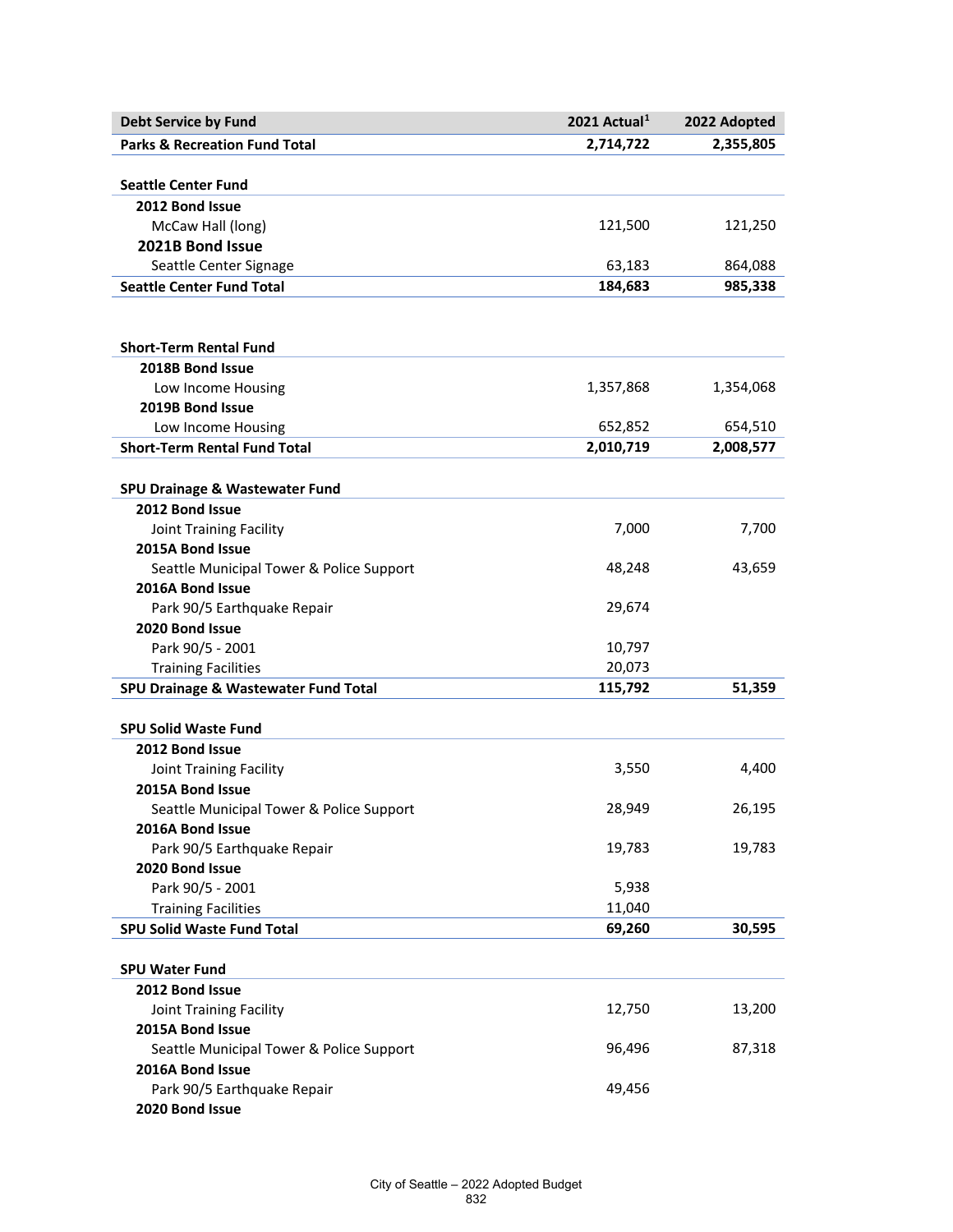| Debt Service by Fund | 2021 Actual[1] | 2022 Adopted |
|---|---|---|
| **Parks & Recreation Fund Total** | **2,714,722** | **2,355,805** |
| | | |
| **Seattle Center Fund** | | |
| **2012 Bond Issue** | | |
| McCaw Hall (long) | 121,500 | 121,250 |
| **2021B Bond Issue** | | |
| Seattle Center Signage | 63,183 | 864,088 |
| **Seattle Center Fund Total** | **184,683** | **985,338** |
| | | |
| **Short-Term Rental Fund** | | |
| **2018B Bond Issue** | | |
| Low Income Housing | 1,357,868 | 1,354,068 |
| **2019B Bond Issue** | | |
| Low Income Housing | 652,852 | 654,510 |
| **Short-Term Rental Fund Total** | **2,010,719** | **2,008,577** |
| | | |
| **SPU Drainage & Wastewater Fund** | | |
| **2012 Bond Issue** | | |
| Joint Training Facility | 7,000 | 7,700 |
| **2015A Bond Issue** | | |
| Seattle Municipal Tower & Police Support | 48,248 | 43,659 |
| **2016A Bond Issue** | | |
| Park 90/5 Earthquake Repair | 29,674 | |
| **2020 Bond Issue** | | |
| Park 90/5 - 2001 | 10,797 | |
| Training Facilities | 20,073 | |
| **SPU Drainage & Wastewater Fund Total** | **115,792** | **51,359** |
| | | |
| **SPU Solid Waste Fund** | | |
| **2012 Bond Issue** | | |
| Joint Training Facility | 3,550 | 4,400 |
| **2015A Bond Issue** | | |
| Seattle Municipal Tower & Police Support | 28,949 | 26,195 |
| **2016A Bond Issue** | | |
| Park 90/5 Earthquake Repair | 19,783 | 19,783 |
| **2020 Bond Issue** | | |
| Park 90/5 - 2001 | 5,938 | |
| Training Facilities | 11,040 | |
| **SPU Solid Waste Fund Total** | **69,260** | **30,595** |
| | | |
| **SPU Water Fund** | | |
| **2012 Bond Issue** | | |
| Joint Training Facility | 12,750 | 13,200 |
| **2015A Bond Issue** | | |
| Seattle Municipal Tower & Police Support | 96,496 | 87,318 |
| **2016A Bond Issue** | | |
| Park 90/5 Earthquake Repair | 49,456 | |
| **2020 Bond Issue** | | |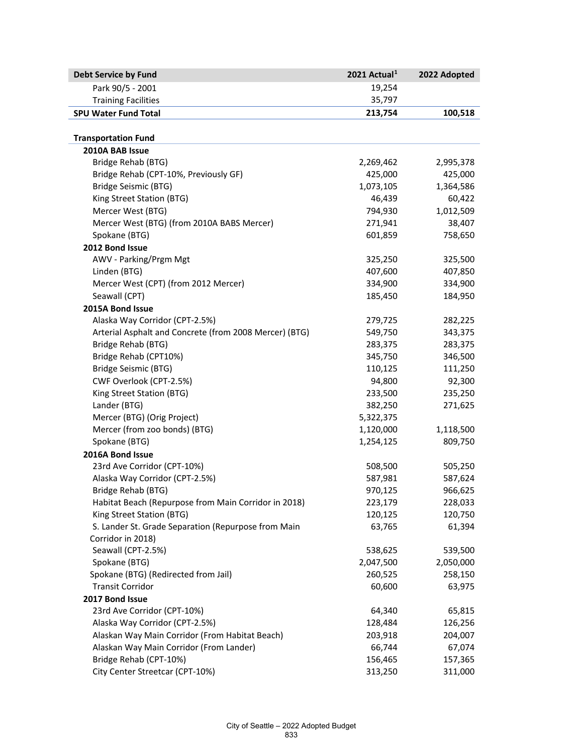| Debt Service by Fund | 2021 Actual[1] | 2022 Adopted |
|---|---|---|
| Park 90/5 - 2001 | 19,254 | |
| Training Facilities | 35,797 | |
| **SPU Water Fund Total** | **213,754** | **100,518** |
| | | |
| **Transportation Fund** | | |
| **2010A BAB Issue** | | |
| Bridge Rehab (BTG) | 2,269,462 | 2,995,378 |
| Bridge Rehab (CPT-10%, Previously GF) | 425,000 | 425,000 |
| Bridge Seismic (BTG) | 1,073,105 | 1,364,586 |
| King Street Station (BTG) | 46,439 | 60,422 |
| Mercer West (BTG) | 794,930 | 1,012,509 |
| Mercer West (BTG) (from 2010A BABS Mercer) | 271,941 | 38,407 |
| Spokane (BTG) | 601,859 | 758,650 |
| **2012 Bond Issue** | | |
| AWV - Parking/Prgm Mgt | 325,250 | 325,500 |
| Linden (BTG) | 407,600 | 407,850 |
| Mercer West (CPT) (from 2012 Mercer) | 334,900 | 334,900 |
| Seawall (CPT) | 185,450 | 184,950 |
| **2015A Bond Issue** | | |
| Alaska Way Corridor (CPT-2.5%) | 279,725 | 282,225 |
| Arterial Asphalt and Concrete (from 2008 Mercer) (BTG) | 549,750 | 343,375 |
| Bridge Rehab (BTG) | 283,375 | 283,375 |
| Bridge Rehab (CPT10%) | 345,750 | 346,500 |
| Bridge Seismic (BTG) | 110,125 | 111,250 |
| CWF Overlook (CPT-2.5%) | 94,800 | 92,300 |
| King Street Station (BTG) | 233,500 | 235,250 |
| Lander (BTG) | 382,250 | 271,625 |
| Mercer (BTG) (Orig Project) | 5,322,375 | |
| Mercer (from zoo bonds) (BTG) | 1,120,000 | 1,118,500 |
| Spokane (BTG) | 1,254,125 | 809,750 |
| **2016A Bond Issue** | | |
| 23rd Ave Corridor (CPT-10%) | 508,500 | 505,250 |
| Alaska Way Corridor (CPT-2.5%) | 587,981 | 587,624 |
| Bridge Rehab (BTG) | 970,125 | 966,625 |
| Habitat Beach (Repurpose from Main Corridor in 2018) | 223,179 | 228,033 |
| King Street Station (BTG) | 120,125 | 120,750 |
| S. Lander St. Grade Separation (Repurpose from Main Corridor in 2018) | 63,765 | 61,394 |
| Seawall (CPT-2.5%) | 538,625 | 539,500 |
| Spokane (BTG) | 2,047,500 | 2,050,000 |
| Spokane (BTG) (Redirected from Jail) | 260,525 | 258,150 |
| Transit Corridor | 60,600 | 63,975 |
| **2017 Bond Issue** | | |
| 23rd Ave Corridor (CPT-10%) | 64,340 | 65,815 |
| Alaska Way Corridor (CPT-2.5%) | 128,484 | 126,256 |
| Alaskan Way Main Corridor (From Habitat Beach) | 203,918 | 204,007 |
| Alaskan Way Main Corridor (From Lander) | 66,744 | 67,074 |
| Bridge Rehab (CPT-10%) | 156,465 | 157,365 |
| City Center Streetcar (CPT-10%) | 313,250 | 311,000 |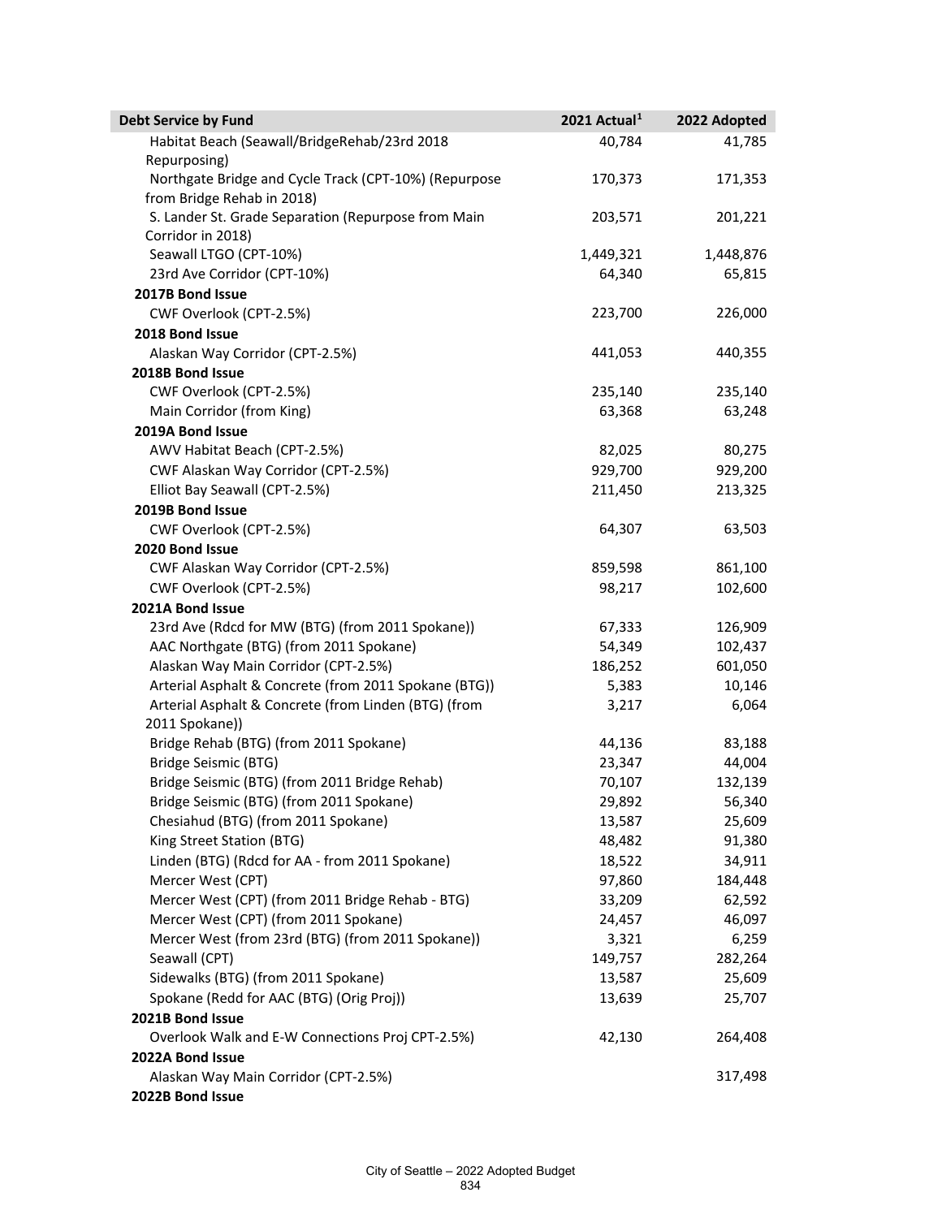| Debt Service by Fund | 2021 Actual[1] | 2022 Adopted |
|---|---|---|
| Habitat Beach (Seawall/BridgeRehab/23rd 2018 Repurposing) | 40,784 | 41,785 |
| Northgate Bridge and Cycle Track (CPT-10%) (Repurpose from Bridge Rehab in 2018) | 170,373 | 171,353 |
| S. Lander St. Grade Separation (Repurpose from Main Corridor in 2018) | 203,571 | 201,221 |
| Seawall LTGO (CPT-10%) | 1,449,321 | 1,448,876 |
| 23rd Ave Corridor (CPT-10%) | 64,340 | 65,815 |
| **2017B Bond Issue** | | |
| CWF Overlook (CPT-2.5%) | 223,700 | 226,000 |
| **2018 Bond Issue** | | |
| Alaskan Way Corridor (CPT-2.5%) | 441,053 | 440,355 |
| **2018B Bond Issue** | | |
| CWF Overlook (CPT-2.5%) | 235,140 | 235,140 |
| Main Corridor (from King) | 63,368 | 63,248 |
| **2019A Bond Issue** | | |
| AWV Habitat Beach (CPT-2.5%) | 82,025 | 80,275 |
| CWF Alaskan Way Corridor (CPT-2.5%) | 929,700 | 929,200 |
| Elliot Bay Seawall (CPT-2.5%) | 211,450 | 213,325 |
| **2019B Bond Issue** | | |
| CWF Overlook (CPT-2.5%) | 64,307 | 63,503 |
| **2020 Bond Issue** | | |
| CWF Alaskan Way Corridor (CPT-2.5%) | 859,598 | 861,100 |
| CWF Overlook (CPT-2.5%) | 98,217 | 102,600 |
| **2021A Bond Issue** | | |
| 23rd Ave (Rdcd for MW (BTG) (from 2011 Spokane)) | 67,333 | 126,909 |
| AAC Northgate (BTG) (from 2011 Spokane) | 54,349 | 102,437 |
| Alaskan Way Main Corridor (CPT-2.5%) | 186,252 | 601,050 |
| Arterial Asphalt & Concrete (from 2011 Spokane (BTG)) | 5,383 | 10,146 |
| Arterial Asphalt & Concrete (from Linden (BTG) (from 2011 Spokane)) | 3,217 | 6,064 |
| Bridge Rehab (BTG) (from 2011 Spokane) | 44,136 | 83,188 |
| Bridge Seismic (BTG) | 23,347 | 44,004 |
| Bridge Seismic (BTG) (from 2011 Bridge Rehab) | 70,107 | 132,139 |
| Bridge Seismic (BTG) (from 2011 Spokane) | 29,892 | 56,340 |
| Chesiahud (BTG) (from 2011 Spokane) | 13,587 | 25,609 |
| King Street Station (BTG) | 48,482 | 91,380 |
| Linden (BTG) (Rdcd for AA - from 2011 Spokane) | 18,522 | 34,911 |
| Mercer West (CPT) | 97,860 | 184,448 |
| Mercer West (CPT) (from 2011 Bridge Rehab - BTG) | 33,209 | 62,592 |
| Mercer West (CPT) (from 2011 Spokane) | 24,457 | 46,097 |
| Mercer West (from 23rd (BTG) (from 2011 Spokane)) | 3,321 | 6,259 |
| Seawall (CPT) | 149,757 | 282,264 |
| Sidewalks (BTG) (from 2011 Spokane) | 13,587 | 25,609 |
| Spokane (Redd for AAC (BTG) (Orig Proj)) | 13,639 | 25,707 |
| **2021B Bond Issue** | | |
| Overlook Walk and E-W Connections Proj CPT-2.5%) | 42,130 | 264,408 |
| **2022A Bond Issue** | | |
| Alaskan Way Main Corridor (CPT-2.5%) | | 317,498 |
| **2022B Bond Issue** | | |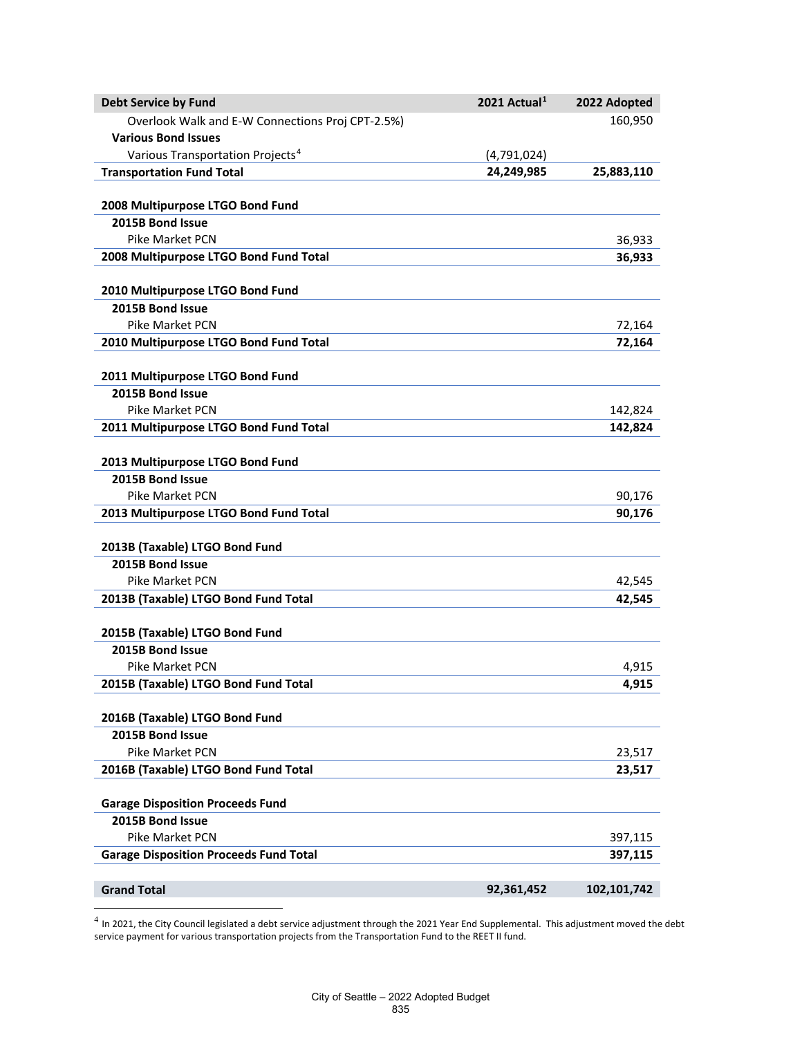| Debt Service by Fund | 2021 Actual[1] | 2022 Adopted |
|---|---|---|
| Overlook Walk and E-W Connections Proj CPT-2.5%) | | 160,950 |
| **Various Bond Issues** | | |
| Various Transportation Projects[4] | (4,791,024) | |
| **Transportation Fund Total** | **24,249,985** | **25,883,110** |
| | | |
| **2008 Multipurpose LTGO Bond Fund** | | |
| **2015B Bond Issue** | | |
| Pike Market PCN | | 36,933 |
| **2008 Multipurpose LTGO Bond Fund Total** | | **36,933** |
| | | |
| **2010 Multipurpose LTGO Bond Fund** | | |
| **2015B Bond Issue** | | |
| Pike Market PCN | | 72,164 |
| **2010 Multipurpose LTGO Bond Fund Total** | | **72,164** |
| | | |
| **2011 Multipurpose LTGO Bond Fund** | | |
| **2015B Bond Issue** | | |
| Pike Market PCN | | 142,824 |
| **2011 Multipurpose LTGO Bond Fund Total** | | **142,824** |
| | | |
| **2013 Multipurpose LTGO Bond Fund** | | |
| **2015B Bond Issue** | | |
| Pike Market PCN | | 90,176 |
| **2013 Multipurpose LTGO Bond Fund Total** | | **90,176** |
| | | |
| **2013B (Taxable) LTGO Bond Fund** | | |
| **2015B Bond Issue** | | |
| Pike Market PCN | | 42,545 |
| **2013B (Taxable) LTGO Bond Fund Total** | | **42,545** |
| | | |
| **2015B (Taxable) LTGO Bond Fund** | | |
| **2015B Bond Issue** | | |
| Pike Market PCN | | 4,915 |
| **2015B (Taxable) LTGO Bond Fund Total** | | **4,915** |
| | | |
| **2016B (Taxable) LTGO Bond Fund** | | |
| **2015B Bond Issue** | | |
| Pike Market PCN | | 23,517 |
| **2016B (Taxable) LTGO Bond Fund Total** | | **23,517** |
| | | |
| **Garage Disposition Proceeds Fund** | | |
| **2015B Bond Issue** | | |
| Pike Market PCN | | 397,115 |
| **Garage Disposition Proceeds Fund Total** | | **397,115** |
| | | |
| **Grand Total** | **92,361,452** | **102,101,742** |

[4] In 2021, the City Council legislated a debt service adjustment through the 2021 Year End Supplemental. This adjustment moved the debt service payment for various transportation projects from the Transportation Fund to the REET II fund.